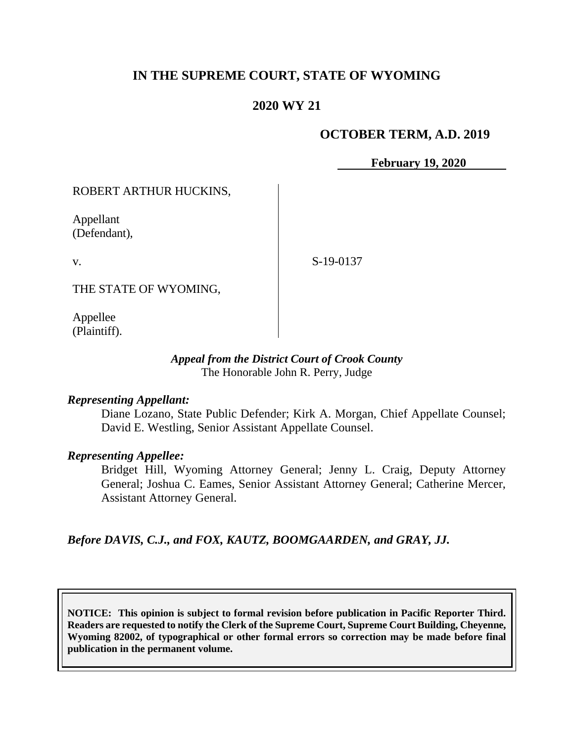# IN THE SUPREME COURT, STATE OF WYOMING

## 2020 WY 21

## OCTOBER TERM, A.D. 2019

**February 19, 2020**

| | |
|---|---|
| ROBERT ARTHUR HUCKINS,<br><br>Appellant<br>(Defendant),<br><br>v.<br><br>THE STATE OF WYOMING,<br><br>Appellee<br>(Plaintiff). | S-19-0137 |

***Appeal from the District Court of Crook County***
The Honorable John R. Perry, Judge

***Representing Appellant:***

Diane Lozano, State Public Defender; Kirk A. Morgan, Chief Appellate Counsel; David E. Westling, Senior Assistant Appellate Counsel.

***Representing Appellee:***

Bridget Hill, Wyoming Attorney General; Jenny L. Craig, Deputy Attorney General; Joshua C. Eames, Senior Assistant Attorney General; Catherine Mercer, Assistant Attorney General.

***Before DAVIS, C.J., and FOX, KAUTZ, BOOMGAARDEN, and GRAY, JJ.***

**NOTICE: This opinion is subject to formal revision before publication in Pacific Reporter Third. Readers are requested to notify the Clerk of the Supreme Court, Supreme Court Building, Cheyenne, Wyoming 82002, of typographical or other formal errors so correction may be made before final publication in the permanent volume.**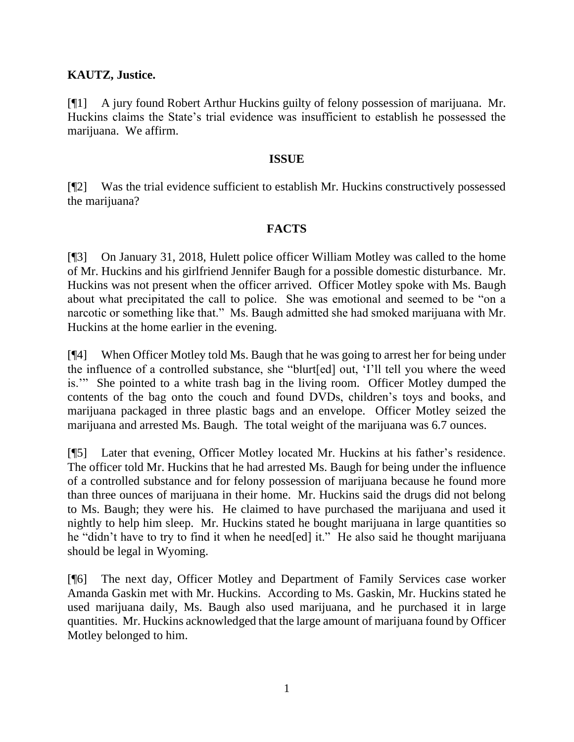**KAUTZ, Justice.**

[¶1] A jury found Robert Arthur Huckins guilty of felony possession of marijuana. Mr. Huckins claims the State's trial evidence was insufficient to establish he possessed the marijuana. We affirm.

## ISSUE

[¶2] Was the trial evidence sufficient to establish Mr. Huckins constructively possessed the marijuana?

## FACTS

[¶3] On January 31, 2018, Hulett police officer William Motley was called to the home of Mr. Huckins and his girlfriend Jennifer Baugh for a possible domestic disturbance. Mr. Huckins was not present when the officer arrived. Officer Motley spoke with Ms. Baugh about what precipitated the call to police. She was emotional and seemed to be "on a narcotic or something like that." Ms. Baugh admitted she had smoked marijuana with Mr. Huckins at the home earlier in the evening.

[¶4] When Officer Motley told Ms. Baugh that he was going to arrest her for being under the influence of a controlled substance, she "blurt[ed] out, 'I'll tell you where the weed is.'" She pointed to a white trash bag in the living room. Officer Motley dumped the contents of the bag onto the couch and found DVDs, children's toys and books, and marijuana packaged in three plastic bags and an envelope. Officer Motley seized the marijuana and arrested Ms. Baugh. The total weight of the marijuana was 6.7 ounces.

[¶5] Later that evening, Officer Motley located Mr. Huckins at his father's residence. The officer told Mr. Huckins that he had arrested Ms. Baugh for being under the influence of a controlled substance and for felony possession of marijuana because he found more than three ounces of marijuana in their home. Mr. Huckins said the drugs did not belong to Ms. Baugh; they were his. He claimed to have purchased the marijuana and used it nightly to help him sleep. Mr. Huckins stated he bought marijuana in large quantities so he "didn't have to try to find it when he need[ed] it." He also said he thought marijuana should be legal in Wyoming.

[¶6] The next day, Officer Motley and Department of Family Services case worker Amanda Gaskin met with Mr. Huckins. According to Ms. Gaskin, Mr. Huckins stated he used marijuana daily, Ms. Baugh also used marijuana, and he purchased it in large quantities. Mr. Huckins acknowledged that the large amount of marijuana found by Officer Motley belonged to him.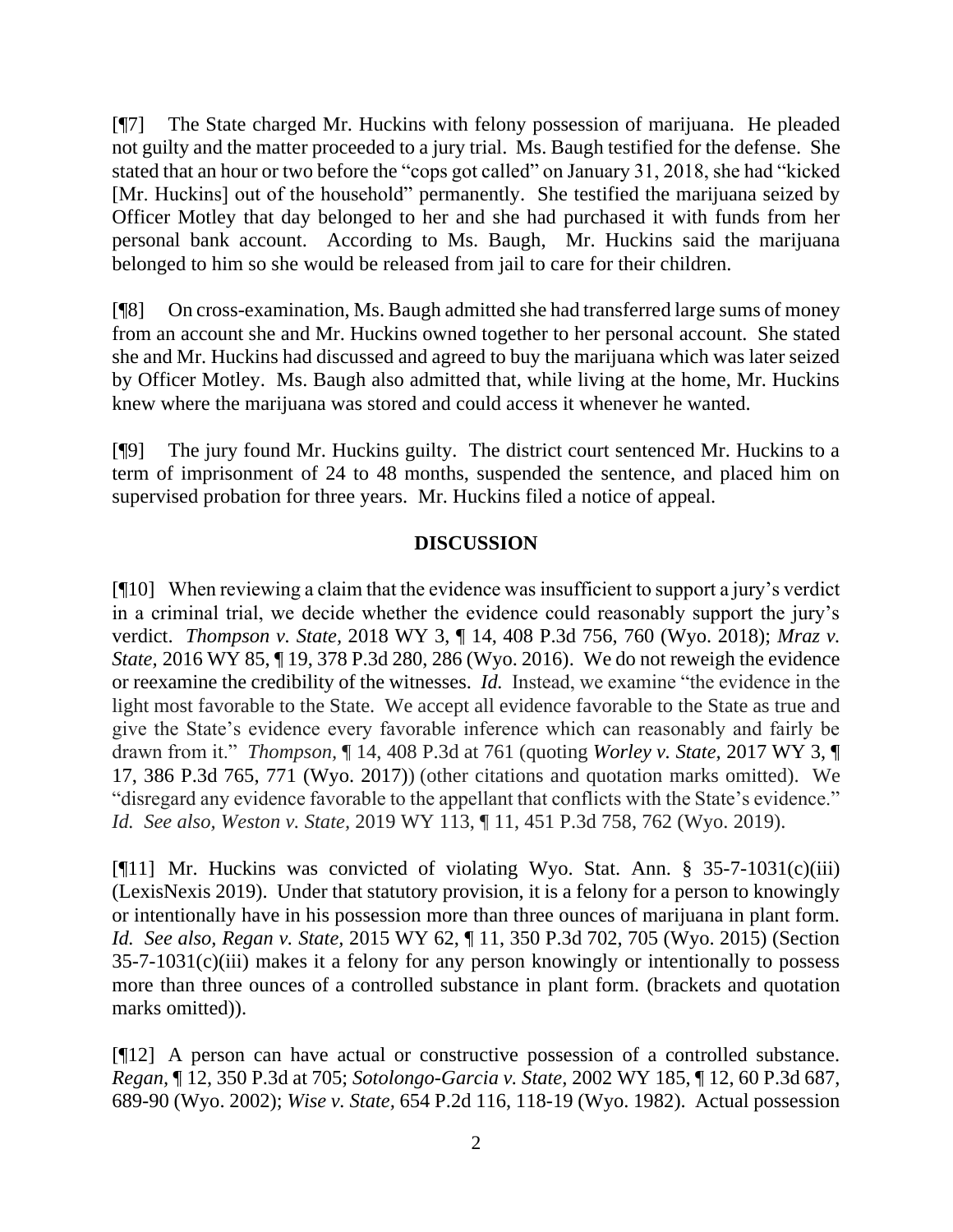[¶7] The State charged Mr. Huckins with felony possession of marijuana. He pleaded not guilty and the matter proceeded to a jury trial. Ms. Baugh testified for the defense. She stated that an hour or two before the "cops got called" on January 31, 2018, she had "kicked [Mr. Huckins] out of the household" permanently. She testified the marijuana seized by Officer Motley that day belonged to her and she had purchased it with funds from her personal bank account. According to Ms. Baugh, Mr. Huckins said the marijuana belonged to him so she would be released from jail to care for their children.

[¶8] On cross-examination, Ms. Baugh admitted she had transferred large sums of money from an account she and Mr. Huckins owned together to her personal account. She stated she and Mr. Huckins had discussed and agreed to buy the marijuana which was later seized by Officer Motley. Ms. Baugh also admitted that, while living at the home, Mr. Huckins knew where the marijuana was stored and could access it whenever he wanted.

[¶9] The jury found Mr. Huckins guilty. The district court sentenced Mr. Huckins to a term of imprisonment of 24 to 48 months, suspended the sentence, and placed him on supervised probation for three years. Mr. Huckins filed a notice of appeal.

## DISCUSSION

[¶10] When reviewing a claim that the evidence was insufficient to support a jury's verdict in a criminal trial, we decide whether the evidence could reasonably support the jury's verdict. *Thompson v. State*, 2018 WY 3, ¶ 14, 408 P.3d 756, 760 (Wyo. 2018); *Mraz v. State*, 2016 WY 85, ¶ 19, 378 P.3d 280, 286 (Wyo. 2016). We do not reweigh the evidence or reexamine the credibility of the witnesses. *Id.* Instead, we examine "the evidence in the light most favorable to the State. We accept all evidence favorable to the State as true and give the State's evidence every favorable inference which can reasonably and fairly be drawn from it." *Thompson*, ¶ 14, 408 P.3d at 761 (quoting *Worley v. State*, 2017 WY 3, ¶ 17, 386 P.3d 765, 771 (Wyo. 2017)) (other citations and quotation marks omitted). We "disregard any evidence favorable to the appellant that conflicts with the State's evidence." *Id. See also, Weston v. State*, 2019 WY 113, ¶ 11, 451 P.3d 758, 762 (Wyo. 2019).

[¶11] Mr. Huckins was convicted of violating Wyo. Stat. Ann. § 35-7-1031(c)(iii) (LexisNexis 2019). Under that statutory provision, it is a felony for a person to knowingly or intentionally have in his possession more than three ounces of marijuana in plant form. *Id. See also, Regan v. State*, 2015 WY 62, ¶ 11, 350 P.3d 702, 705 (Wyo. 2015) (Section 35-7-1031(c)(iii) makes it a felony for any person knowingly or intentionally to possess more than three ounces of a controlled substance in plant form. (brackets and quotation marks omitted)).

[¶12] A person can have actual or constructive possession of a controlled substance. *Regan*, ¶ 12, 350 P.3d at 705; *Sotolongo-Garcia v. State*, 2002 WY 185, ¶ 12, 60 P.3d 687, 689-90 (Wyo. 2002); *Wise v. State*, 654 P.2d 116, 118-19 (Wyo. 1982). Actual possession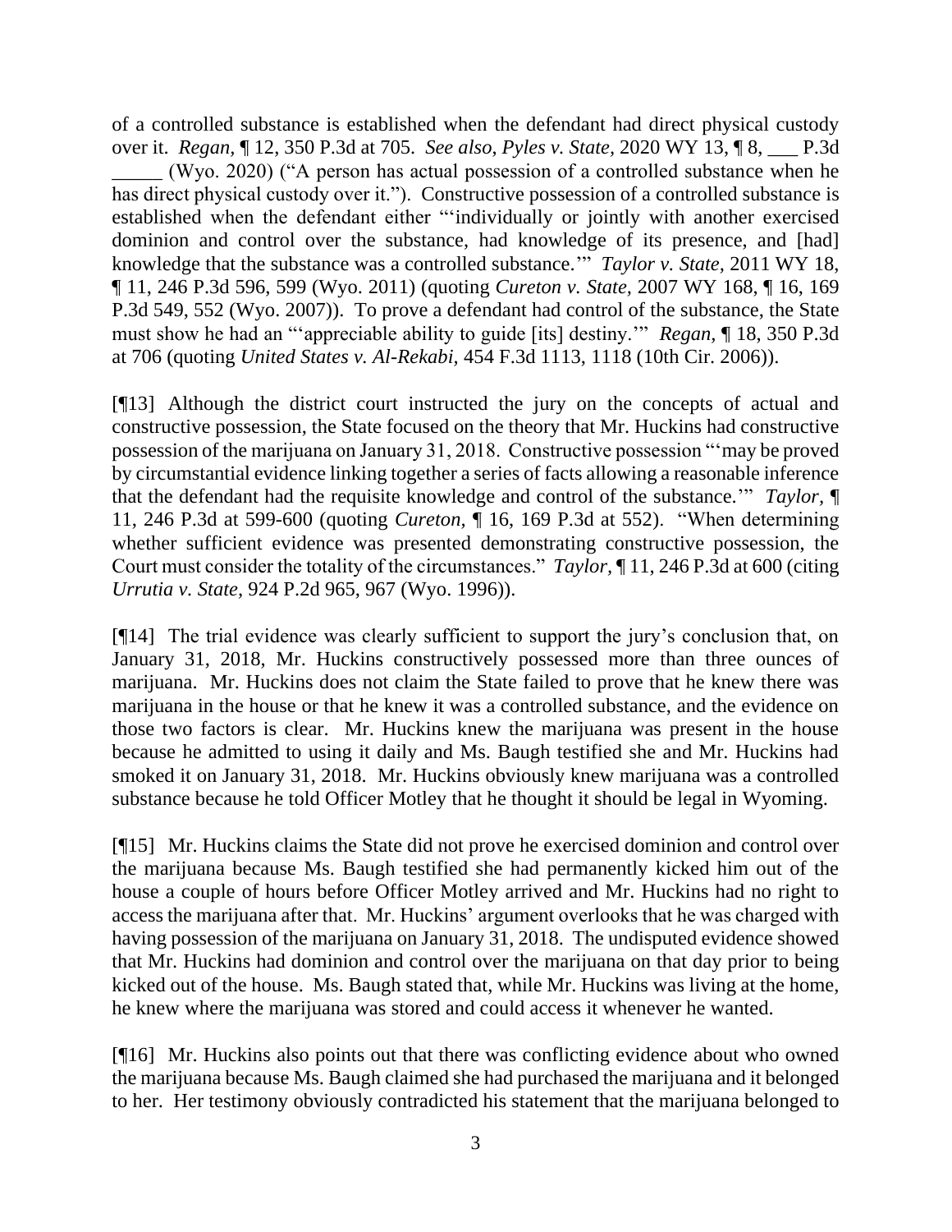of a controlled substance is established when the defendant had direct physical custody over it. *Regan,* ¶ 12, 350 P.3d at 705. *See also, Pyles v. State,* 2020 WY 13, ¶ 8, ___ P.3d _____ (Wyo. 2020) ("A person has actual possession of a controlled substance when he has direct physical custody over it."). Constructive possession of a controlled substance is established when the defendant either "'individually or jointly with another exercised dominion and control over the substance, had knowledge of its presence, and [had] knowledge that the substance was a controlled substance.'" *Taylor v. State,* 2011 WY 18, ¶ 11, 246 P.3d 596, 599 (Wyo. 2011) (quoting *Cureton v. State,* 2007 WY 168, ¶ 16, 169 P.3d 549, 552 (Wyo. 2007)). To prove a defendant had control of the substance, the State must show he had an "'appreciable ability to guide [its] destiny.'" *Regan,* ¶ 18, 350 P.3d at 706 (quoting *United States v. Al-Rekabi,* 454 F.3d 1113, 1118 (10th Cir. 2006)).

[¶13] Although the district court instructed the jury on the concepts of actual and constructive possession, the State focused on the theory that Mr. Huckins had constructive possession of the marijuana on January 31, 2018. Constructive possession "'may be proved by circumstantial evidence linking together a series of facts allowing a reasonable inference that the defendant had the requisite knowledge and control of the substance.'" *Taylor,* ¶ 11, 246 P.3d at 599-600 (quoting *Cureton,* ¶ 16, 169 P.3d at 552). "When determining whether sufficient evidence was presented demonstrating constructive possession, the Court must consider the totality of the circumstances." *Taylor,* ¶ 11, 246 P.3d at 600 (citing *Urrutia v. State,* 924 P.2d 965, 967 (Wyo. 1996)).

[¶14] The trial evidence was clearly sufficient to support the jury's conclusion that, on January 31, 2018, Mr. Huckins constructively possessed more than three ounces of marijuana. Mr. Huckins does not claim the State failed to prove that he knew there was marijuana in the house or that he knew it was a controlled substance, and the evidence on those two factors is clear. Mr. Huckins knew the marijuana was present in the house because he admitted to using it daily and Ms. Baugh testified she and Mr. Huckins had smoked it on January 31, 2018. Mr. Huckins obviously knew marijuana was a controlled substance because he told Officer Motley that he thought it should be legal in Wyoming.

[¶15] Mr. Huckins claims the State did not prove he exercised dominion and control over the marijuana because Ms. Baugh testified she had permanently kicked him out of the house a couple of hours before Officer Motley arrived and Mr. Huckins had no right to access the marijuana after that. Mr. Huckins' argument overlooks that he was charged with having possession of the marijuana on January 31, 2018. The undisputed evidence showed that Mr. Huckins had dominion and control over the marijuana on that day prior to being kicked out of the house. Ms. Baugh stated that, while Mr. Huckins was living at the home, he knew where the marijuana was stored and could access it whenever he wanted.

[¶16] Mr. Huckins also points out that there was conflicting evidence about who owned the marijuana because Ms. Baugh claimed she had purchased the marijuana and it belonged to her. Her testimony obviously contradicted his statement that the marijuana belonged to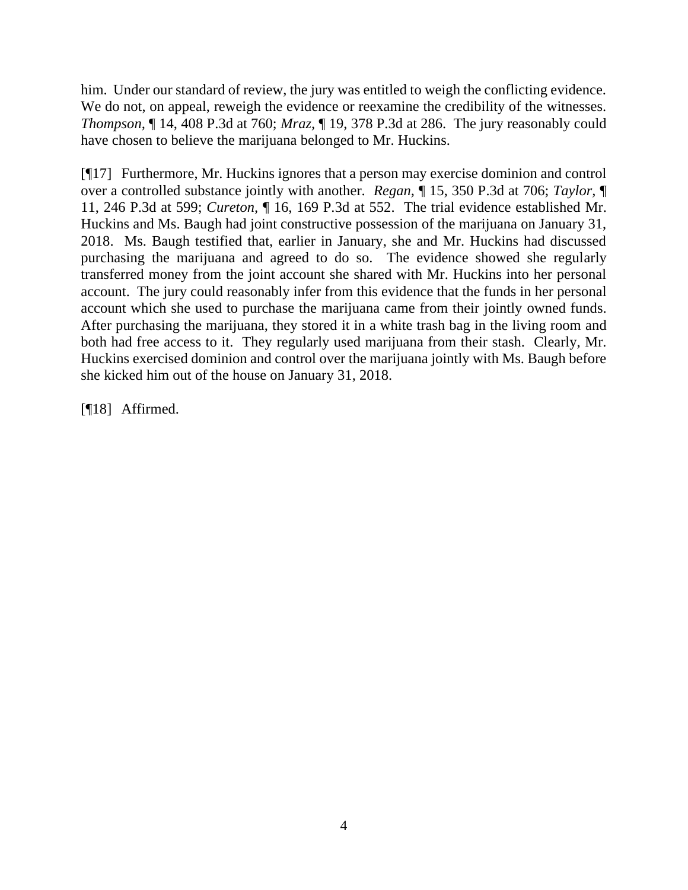him. Under our standard of review, the jury was entitled to weigh the conflicting evidence. We do not, on appeal, reweigh the evidence or reexamine the credibility of the witnesses. *Thompson,* ¶ 14, 408 P.3d at 760; *Mraz,* ¶ 19, 378 P.3d at 286. The jury reasonably could have chosen to believe the marijuana belonged to Mr. Huckins.

[¶17] Furthermore, Mr. Huckins ignores that a person may exercise dominion and control over a controlled substance jointly with another. *Regan*, ¶ 15, 350 P.3d at 706; *Taylor*, ¶ 11, 246 P.3d at 599; *Cureton,* ¶ 16, 169 P.3d at 552. The trial evidence established Mr. Huckins and Ms. Baugh had joint constructive possession of the marijuana on January 31, 2018. Ms. Baugh testified that, earlier in January, she and Mr. Huckins had discussed purchasing the marijuana and agreed to do so. The evidence showed she regularly transferred money from the joint account she shared with Mr. Huckins into her personal account. The jury could reasonably infer from this evidence that the funds in her personal account which she used to purchase the marijuana came from their jointly owned funds. After purchasing the marijuana, they stored it in a white trash bag in the living room and both had free access to it. They regularly used marijuana from their stash. Clearly, Mr. Huckins exercised dominion and control over the marijuana jointly with Ms. Baugh before she kicked him out of the house on January 31, 2018.

[¶18] Affirmed.